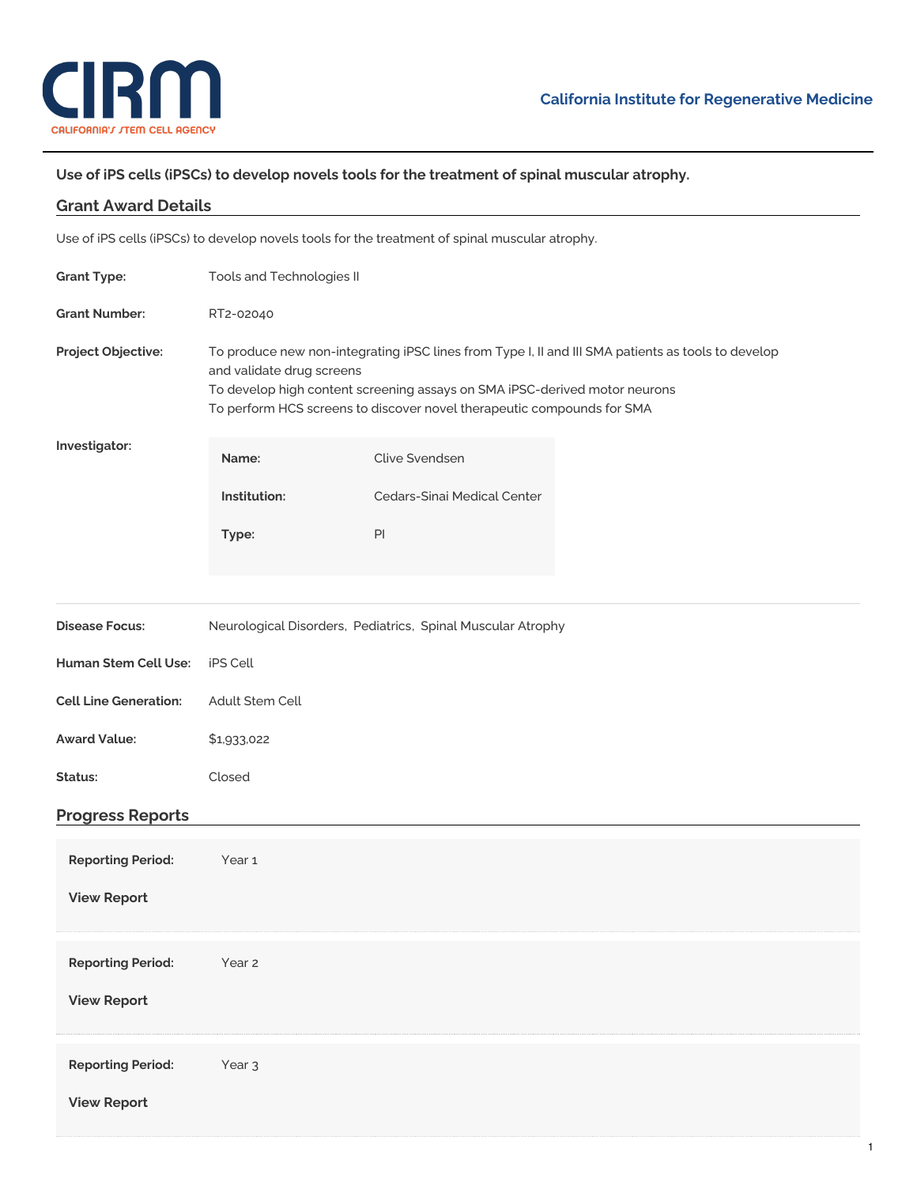**California Institute for Regenerative Medicine**

## Use of iPS cells (iPSCs) to develop novels tools for the treatment of spinal muscular atrophy.

### Grant Award Details

Use of iPS cells (iPSCs) to develop novels tools for the treatment of spinal muscular atrophy.

**Grant Type:** Tools and Technologies II

**Grant Number:** RT2-02040

**Project Objective:**
To produce new non-integrating iPSC lines from Type I, II and III SMA patients as tools to develop and validate drug screens
To develop high content screening assays on SMA iPSC-derived motor neurons
To perform HCS screens to discover novel therapeutic compounds for SMA

**Investigator:**

| | |
|---|---|
| **Name:** | Clive Svendsen |
| **Institution:** | Cedars-Sinai Medical Center |
| **Type:** | PI |

**Disease Focus:** Neurological Disorders, Pediatrics, Spinal Muscular Atrophy

**Human Stem Cell Use:** iPS Cell

**Cell Line Generation:** Adult Stem Cell

**Award Value:** $1,933,022

**Status:** Closed

### Progress Reports

**Reporting Period:** Year 1

**View Report**

**Reporting Period:** Year 2

**View Report**

**Reporting Period:** Year 3

**View Report**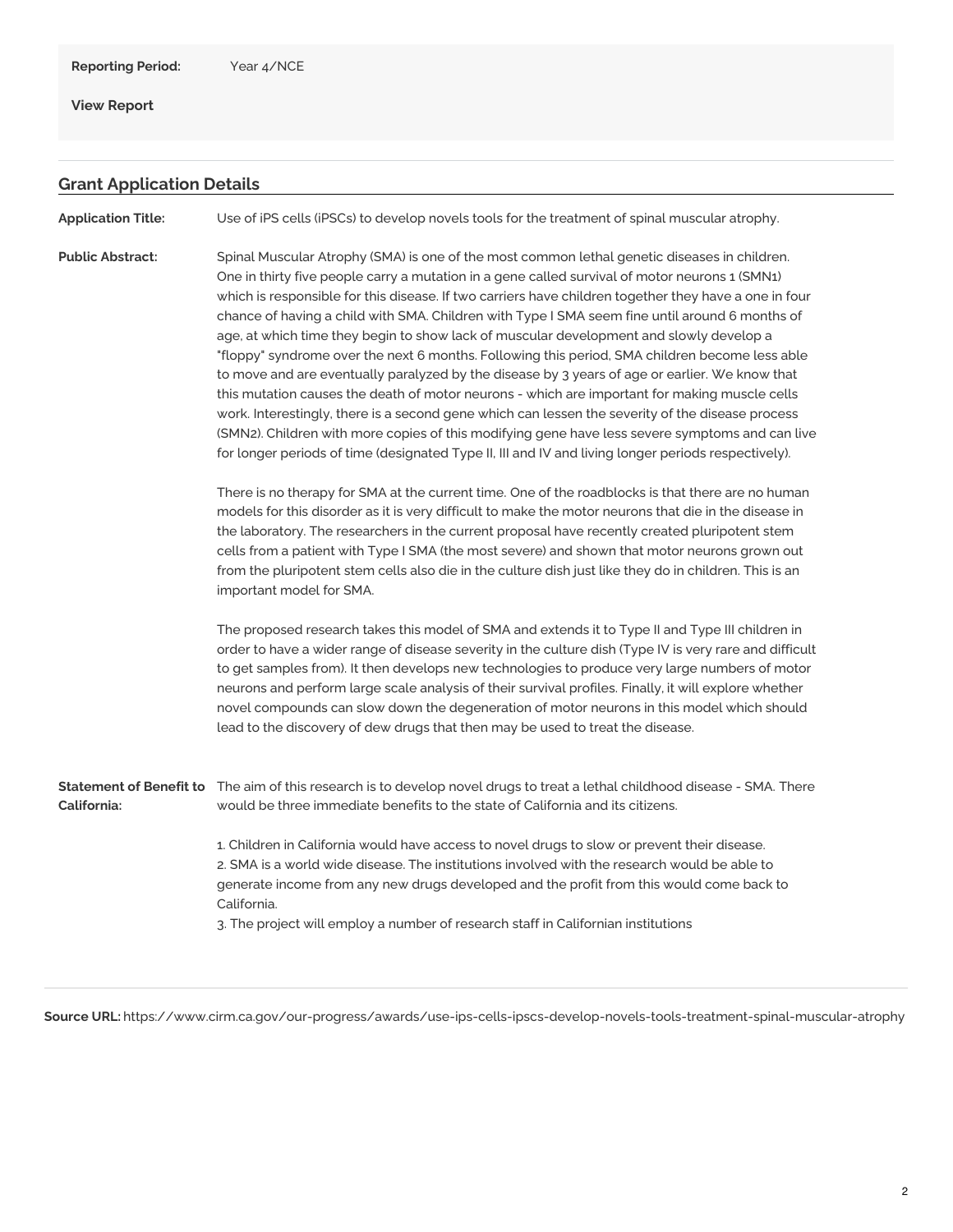**Reporting Period:** Year 4/NCE

**View Report**

## Grant Application Details

**Application Title:** Use of iPS cells (iPSCs) to develop novels tools for the treatment of spinal muscular atrophy.

**Public Abstract:**

Spinal Muscular Atrophy (SMA) is one of the most common lethal genetic diseases in children. One in thirty five people carry a mutation in a gene called survival of motor neurons 1 (SMN1) which is responsible for this disease. If two carriers have children together they have a one in four chance of having a child with SMA. Children with Type I SMA seem fine until around 6 months of age, at which time they begin to show lack of muscular development and slowly develop a "floppy" syndrome over the next 6 months. Following this period, SMA children become less able to move and are eventually paralyzed by the disease by 3 years of age or earlier. We know that this mutation causes the death of motor neurons - which are important for making muscle cells work. Interestingly, there is a second gene which can lessen the severity of the disease process (SMN2). Children with more copies of this modifying gene have less severe symptoms and can live for longer periods of time (designated Type II, III and IV and living longer periods respectively).

There is no therapy for SMA at the current time. One of the roadblocks is that there are no human models for this disorder as it is very difficult to make the motor neurons that die in the disease in the laboratory. The researchers in the current proposal have recently created pluripotent stem cells from a patient with Type I SMA (the most severe) and shown that motor neurons grown out from the pluripotent stem cells also die in the culture dish just like they do in children. This is an important model for SMA.

The proposed research takes this model of SMA and extends it to Type II and Type III children in order to have a wider range of disease severity in the culture dish (Type IV is very rare and difficult to get samples from). It then develops new technologies to produce very large numbers of motor neurons and perform large scale analysis of their survival profiles. Finally, it will explore whether novel compounds can slow down the degeneration of motor neurons in this model which should lead to the discovery of dew drugs that then may be used to treat the disease.

**Statement of Benefit to California:**

The aim of this research is to develop novel drugs to treat a lethal childhood disease - SMA. There would be three immediate benefits to the state of California and its citizens.

1. Children in California would have access to novel drugs to slow or prevent their disease.
2. SMA is a world wide disease. The institutions involved with the research would be able to generate income from any new drugs developed and the profit from this would come back to California.
3. The project will employ a number of research staff in Californian institutions

**Source URL:** https://www.cirm.ca.gov/our-progress/awards/use-ips-cells-ipscs-develop-novels-tools-treatment-spinal-muscular-atrophy